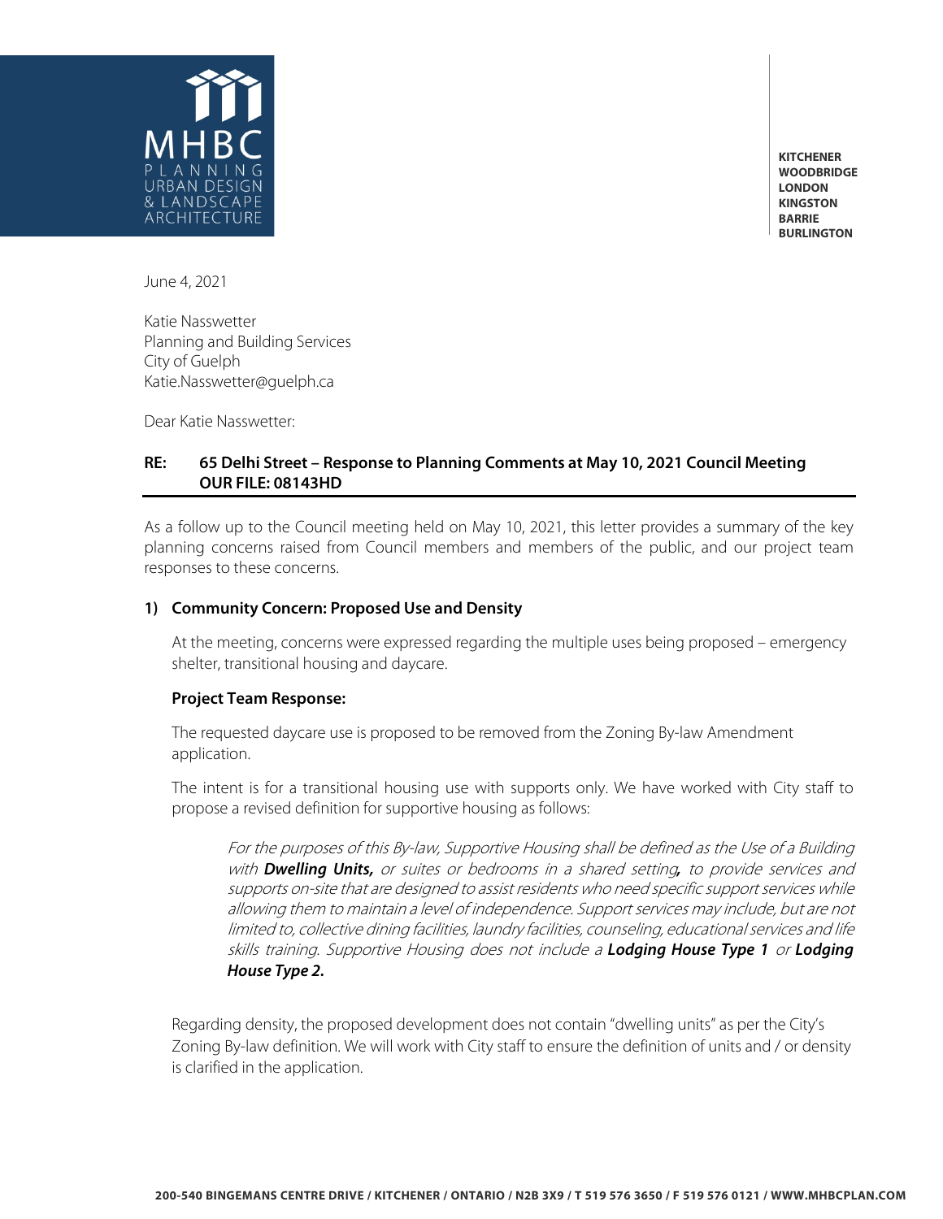MHBC
PLANNING
URBAN DESIGN
& LANDSCAPE
ARCHITECTURE

**KITCHENER**
**WOODBRIDGE**
**LONDON**
**KINGSTON**
**BARRIE**
**BURLINGTON**

June 4, 2021

Katie Nasswetter
Planning and Building Services
City of Guelph
Katie.Nasswetter@guelph.ca

Dear Katie Nasswetter:

**RE: 65 Delhi Street – Response to Planning Comments at May 10, 2021 Council Meeting**
**OUR FILE: 08143HD**

As a follow up to the Council meeting held on May 10, 2021, this letter provides a summary of the key planning concerns raised from Council members and members of the public, and our project team responses to these concerns.

**1) Community Concern: Proposed Use and Density**

At the meeting, concerns were expressed regarding the multiple uses being proposed – emergency shelter, transitional housing and daycare.

**Project Team Response:**

The requested daycare use is proposed to be removed from the Zoning By-law Amendment application.

The intent is for a transitional housing use with supports only. We have worked with City staff to propose a revised definition for supportive housing as follows:

> *For the purposes of this By-law, Supportive Housing shall be defined as the Use of a Building with **Dwelling Units,** or suites or bedrooms in a shared setting**,** to provide services and supports on-site that are designed to assist residents who need specific support services while allowing them to maintain a level of independence. Support services may include, but are not limited to, collective dining facilities, laundry facilities, counseling, educational services and life skills training. Supportive Housing does not include a **Lodging House Type 1** or **Lodging House Type 2.***

Regarding density, the proposed development does not contain "dwelling units" as per the City's Zoning By-law definition. We will work with City staff to ensure the definition of units and / or density is clarified in the application.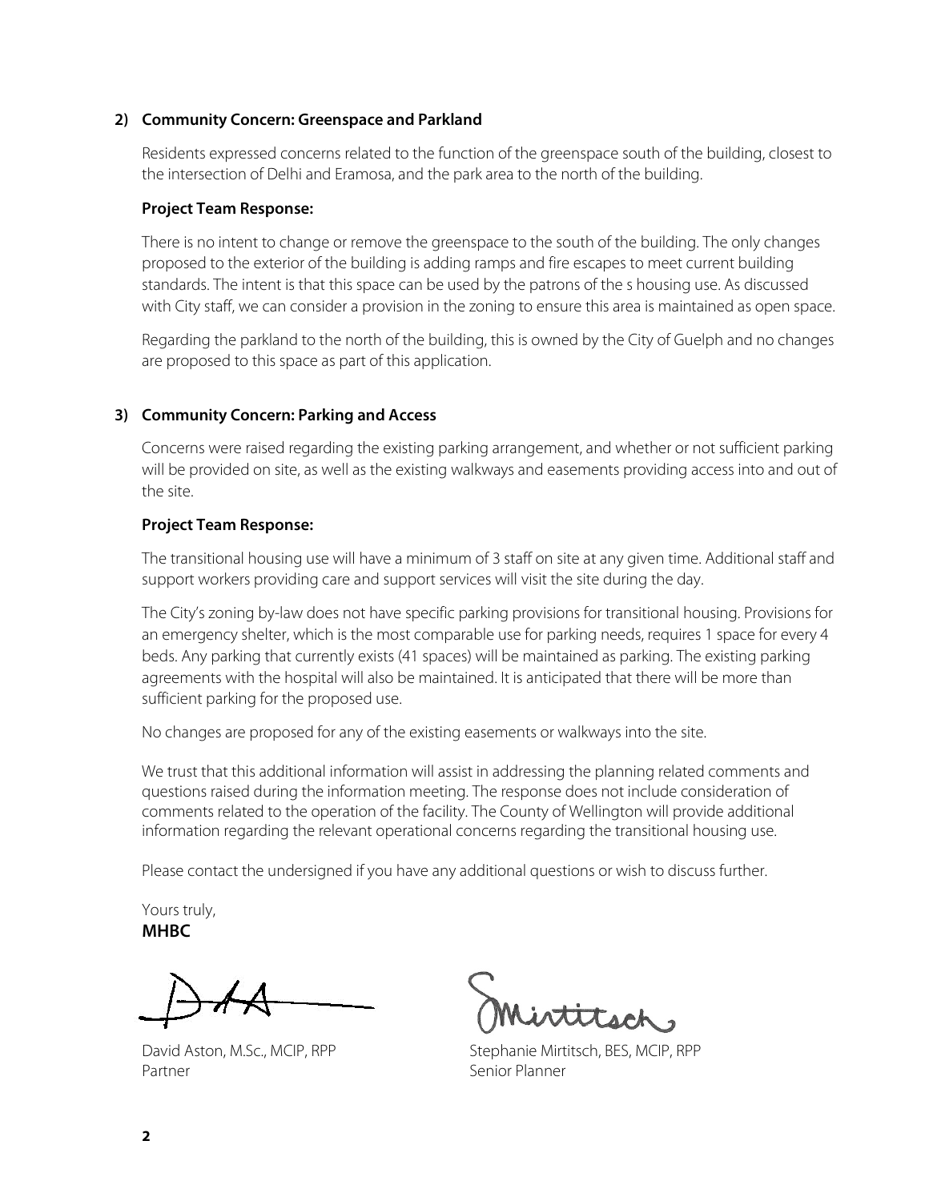**2) Community Concern: Greenspace and Parkland**

Residents expressed concerns related to the function of the greenspace south of the building, closest to the intersection of Delhi and Eramosa, and the park area to the north of the building.

**Project Team Response:**

There is no intent to change or remove the greenspace to the south of the building. The only changes proposed to the exterior of the building is adding ramps and fire escapes to meet current building standards. The intent is that this space can be used by the patrons of the s housing use. As discussed with City staff, we can consider a provision in the zoning to ensure this area is maintained as open space.

Regarding the parkland to the north of the building, this is owned by the City of Guelph and no changes are proposed to this space as part of this application.

**3) Community Concern: Parking and Access**

Concerns were raised regarding the existing parking arrangement, and whether or not sufficient parking will be provided on site, as well as the existing walkways and easements providing access into and out of the site.

**Project Team Response:**

The transitional housing use will have a minimum of 3 staff on site at any given time. Additional staff and support workers providing care and support services will visit the site during the day.

The City's zoning by-law does not have specific parking provisions for transitional housing. Provisions for an emergency shelter, which is the most comparable use for parking needs, requires 1 space for every 4 beds. Any parking that currently exists (41 spaces) will be maintained as parking. The existing parking agreements with the hospital will also be maintained. It is anticipated that there will be more than sufficient parking for the proposed use.

No changes are proposed for any of the existing easements or walkways into the site.

We trust that this additional information will assist in addressing the planning related comments and questions raised during the information meeting. The response does not include consideration of comments related to the operation of the facility. The County of Wellington will provide additional information regarding the relevant operational concerns regarding the transitional housing use.

Please contact the undersigned if you have any additional questions or wish to discuss further.

Yours truly,
**MHBC**

David Aston, M.Sc., MCIP, RPP
Partner

Stephanie Mirtitsch, BES, MCIP, RPP
Senior Planner